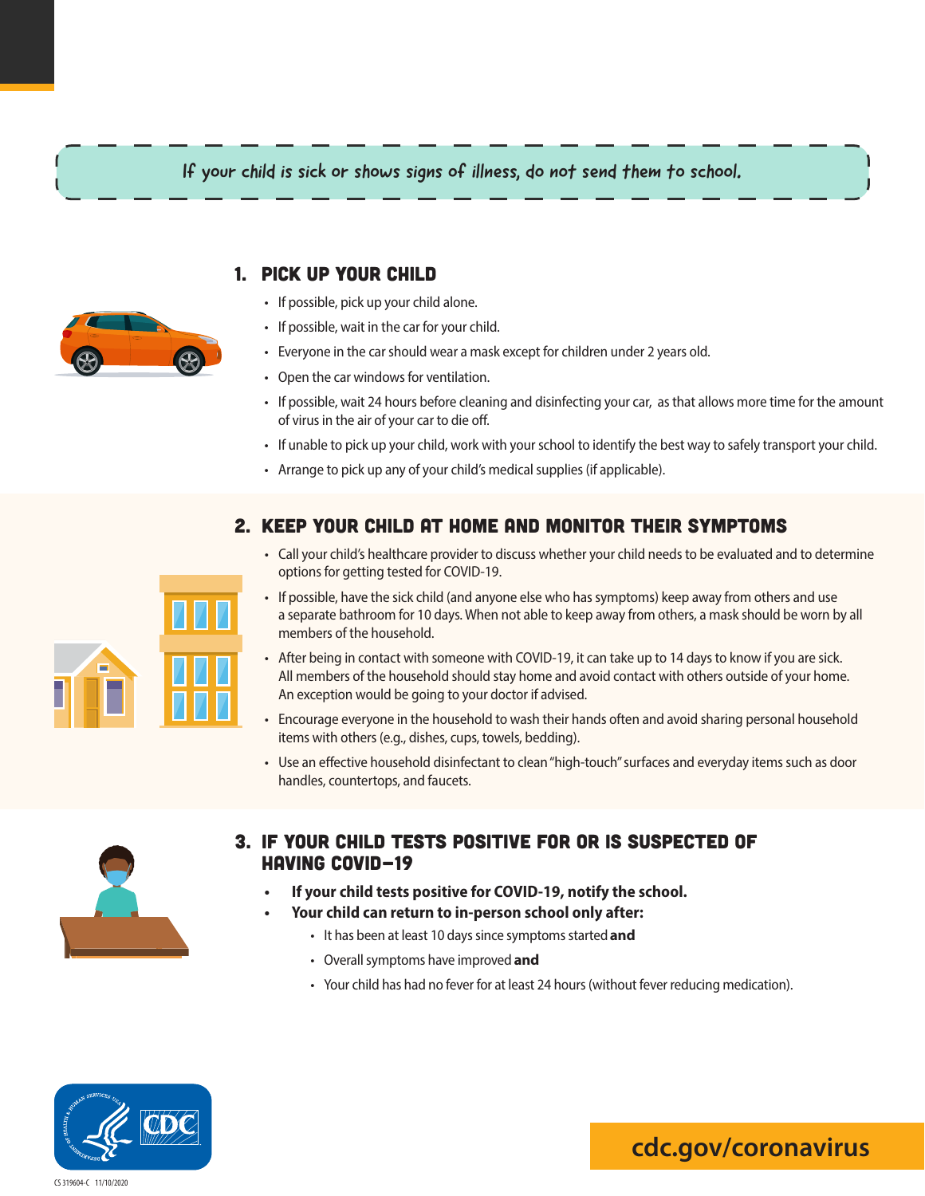If your child is sick or shows signs of illness, do not send them to school.

## 1. PICK UP YOUR CHILD

- If possible, pick up your child alone.
- If possible, wait in the car for your child.
- Everyone in the car should wear a mask except for children under 2 years old.
- Open the car windows for ventilation.
- If possible, wait 24 hours before cleaning and disinfecting your car, as that allows more time for the amount of virus in the air of your car to die off.
- If unable to pick up your child, work with your school to identify the best way to safely transport your child.
- Arrange to pick up any of your child's medical supplies (if applicable).

## 2. KEEP YOUR CHILD AT HOME AND MONITOR THEIR SYMPTOMS

- Call your child's healthcare provider to discuss whether your child needs to be evaluated and to determine options for getting tested for COVID-19.
- If possible, have the sick child (and anyone else who has symptoms) keep away from others and use a separate bathroom for 10 days. When not able to keep away from others, a mask should be worn by all members of the household.
- After being in contact with someone with COVID-19, it can take up to 14 days to know if you are sick. All members of the household should stay home and avoid contact with others outside of your home. An exception would be going to your doctor if advised.
- Encourage everyone in the household to wash their hands often and avoid sharing personal household items with others (e.g., dishes, cups, towels, bedding).
- Use an effective household disinfectant to clean "high-touch" surfaces and everyday items such as door handles, countertops, and faucets.

## 3. IF YOUR CHILD TESTS POSITIVE FOR OR IS SUSPECTED OF HAVING COVID-19

- **If your child tests positive for COVID-19, notify the school.**
- **Your child can return to in-person school only after:**
  - It has been at least 10 days since symptoms started **and**
  - Overall symptoms have improved **and**
  - Your child has had no fever for at least 24 hours (without fever reducing medication).

cdc.gov/coronavirus

CS 319604-C 11/10/2020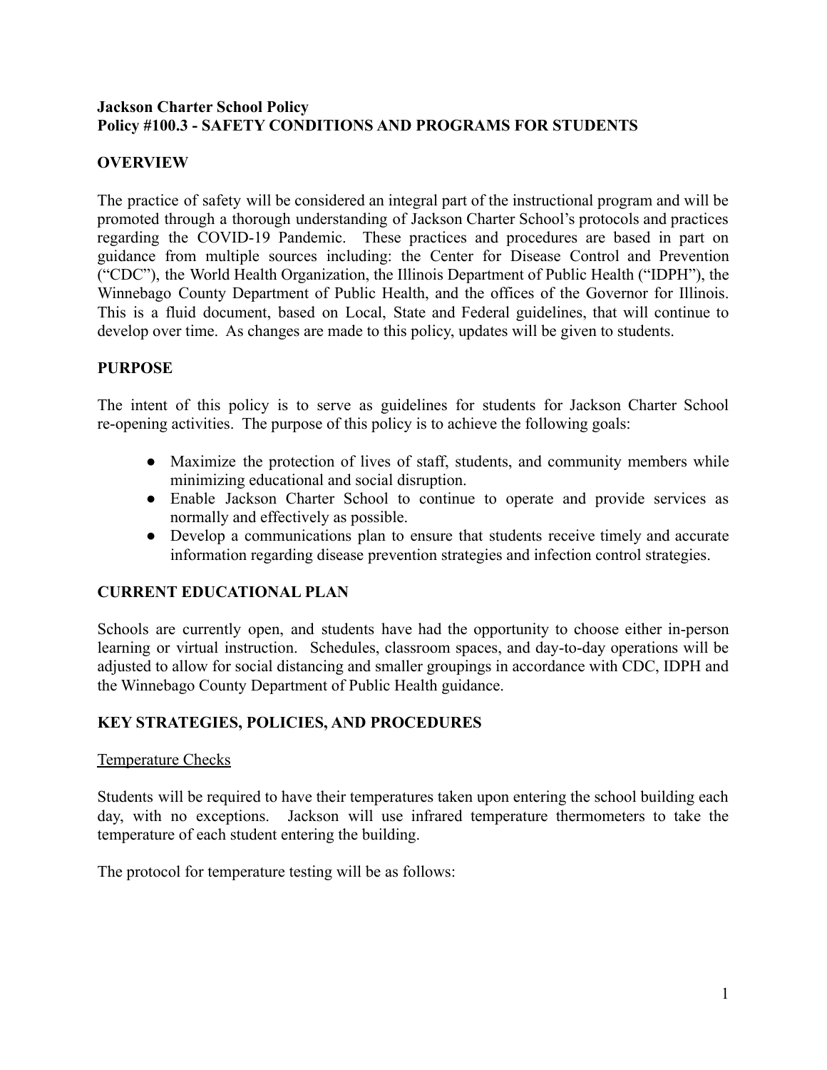**Jackson Charter School Policy**
**Policy #100.3 - SAFETY CONDITIONS AND PROGRAMS FOR STUDENTS**

## OVERVIEW

The practice of safety will be considered an integral part of the instructional program and will be promoted through a thorough understanding of Jackson Charter School's protocols and practices regarding the COVID-19 Pandemic. These practices and procedures are based in part on guidance from multiple sources including: the Center for Disease Control and Prevention ("CDC"), the World Health Organization, the Illinois Department of Public Health ("IDPH"), the Winnebago County Department of Public Health, and the offices of the Governor for Illinois. This is a fluid document, based on Local, State and Federal guidelines, that will continue to develop over time. As changes are made to this policy, updates will be given to students.

## PURPOSE

The intent of this policy is to serve as guidelines for students for Jackson Charter School re-opening activities. The purpose of this policy is to achieve the following goals:

- Maximize the protection of lives of staff, students, and community members while minimizing educational and social disruption.
- Enable Jackson Charter School to continue to operate and provide services as normally and effectively as possible.
- Develop a communications plan to ensure that students receive timely and accurate information regarding disease prevention strategies and infection control strategies.

## CURRENT EDUCATIONAL PLAN

Schools are currently open, and students have had the opportunity to choose either in-person learning or virtual instruction. Schedules, classroom spaces, and day-to-day operations will be adjusted to allow for social distancing and smaller groupings in accordance with CDC, IDPH and the Winnebago County Department of Public Health guidance.

## KEY STRATEGIES, POLICIES, AND PROCEDURES

<u>Temperature Checks</u>

Students will be required to have their temperatures taken upon entering the school building each day, with no exceptions. Jackson will use infrared temperature thermometers to take the temperature of each student entering the building.

The protocol for temperature testing will be as follows: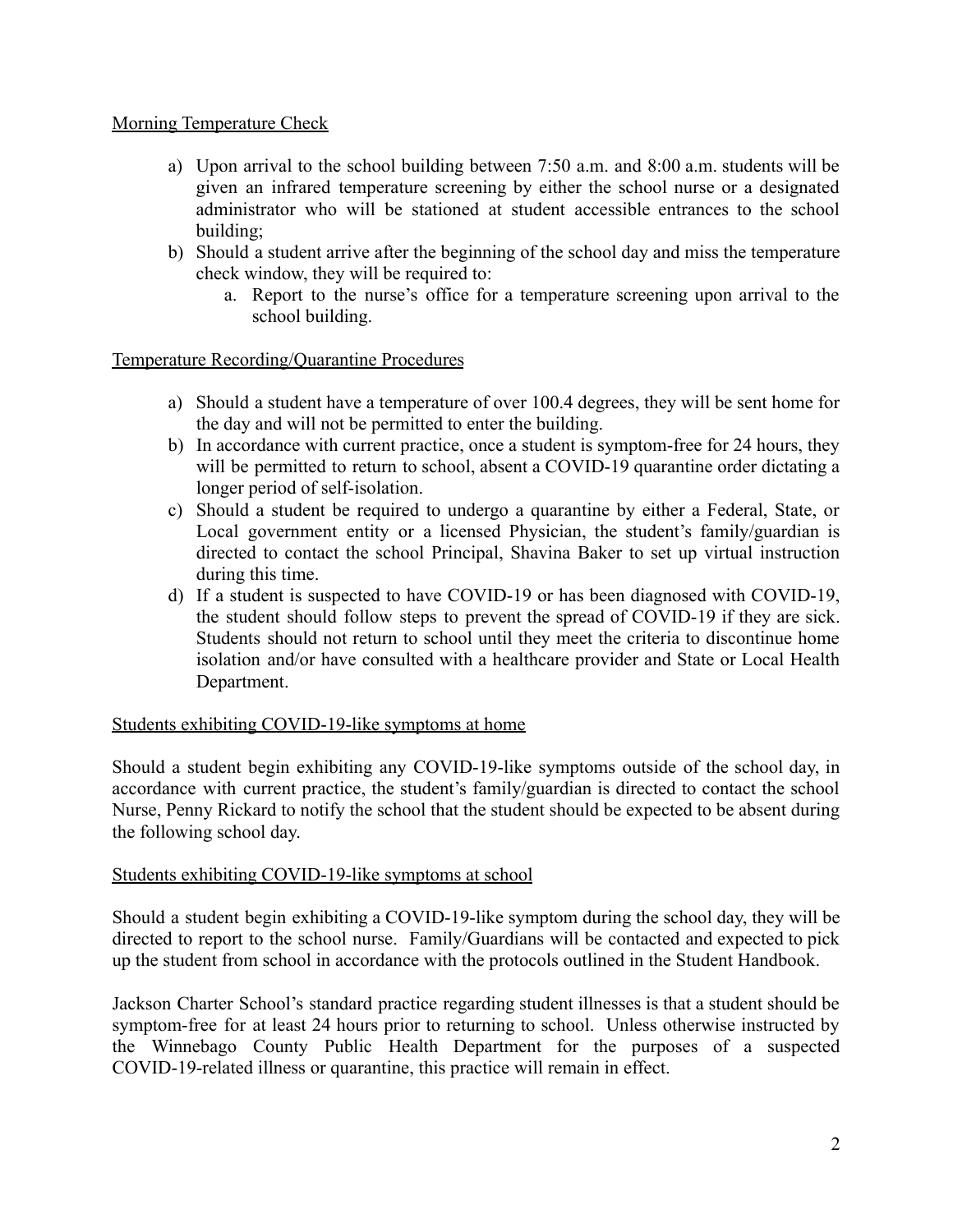Morning Temperature Check

a) Upon arrival to the school building between 7:50 a.m. and 8:00 a.m. students will be given an infrared temperature screening by either the school nurse or a designated administrator who will be stationed at student accessible entrances to the school building;
b) Should a student arrive after the beginning of the school day and miss the temperature check window, they will be required to:
    a. Report to the nurse's office for a temperature screening upon arrival to the school building.

Temperature Recording/Quarantine Procedures

a) Should a student have a temperature of over 100.4 degrees, they will be sent home for the day and will not be permitted to enter the building.
b) In accordance with current practice, once a student is symptom-free for 24 hours, they will be permitted to return to school, absent a COVID-19 quarantine order dictating a longer period of self-isolation.
c) Should a student be required to undergo a quarantine by either a Federal, State, or Local government entity or a licensed Physician, the student's family/guardian is directed to contact the school Principal, Shavina Baker to set up virtual instruction during this time.
d) If a student is suspected to have COVID-19 or has been diagnosed with COVID-19, the student should follow steps to prevent the spread of COVID-19 if they are sick. Students should not return to school until they meet the criteria to discontinue home isolation and/or have consulted with a healthcare provider and State or Local Health Department.

Students exhibiting COVID-19-like symptoms at home

Should a student begin exhibiting any COVID-19-like symptoms outside of the school day, in accordance with current practice, the student's family/guardian is directed to contact the school Nurse, Penny Rickard to notify the school that the student should be expected to be absent during the following school day.

Students exhibiting COVID-19-like symptoms at school

Should a student begin exhibiting a COVID-19-like symptom during the school day, they will be directed to report to the school nurse. Family/Guardians will be contacted and expected to pick up the student from school in accordance with the protocols outlined in the Student Handbook.

Jackson Charter School's standard practice regarding student illnesses is that a student should be symptom-free for at least 24 hours prior to returning to school. Unless otherwise instructed by the Winnebago County Public Health Department for the purposes of a suspected COVID-19-related illness or quarantine, this practice will remain in effect.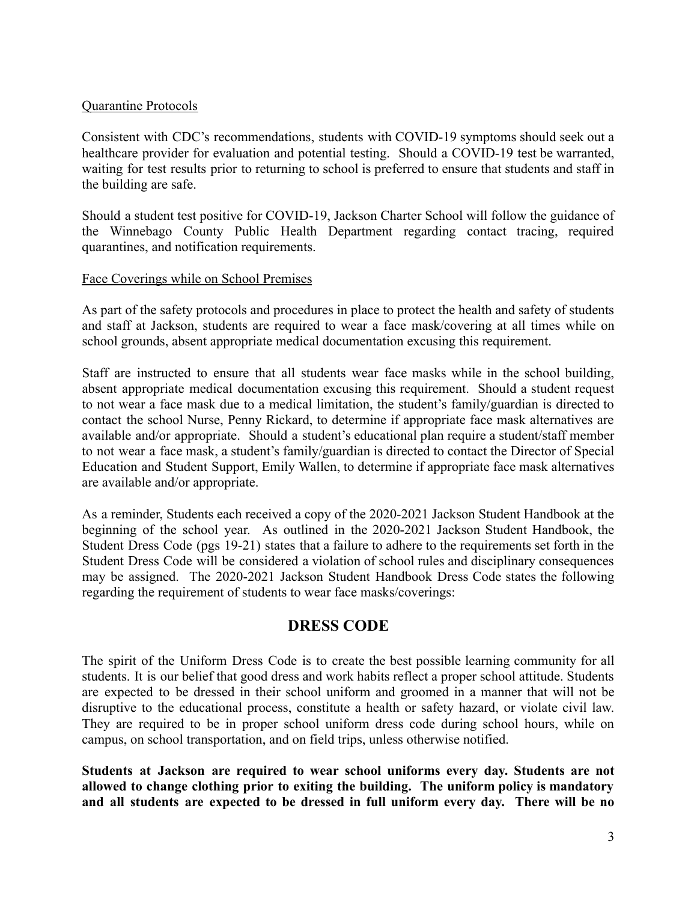Quarantine Protocols

Consistent with CDC's recommendations, students with COVID-19 symptoms should seek out a healthcare provider for evaluation and potential testing. Should a COVID-19 test be warranted, waiting for test results prior to returning to school is preferred to ensure that students and staff in the building are safe.

Should a student test positive for COVID-19, Jackson Charter School will follow the guidance of the Winnebago County Public Health Department regarding contact tracing, required quarantines, and notification requirements.

Face Coverings while on School Premises

As part of the safety protocols and procedures in place to protect the health and safety of students and staff at Jackson, students are required to wear a face mask/covering at all times while on school grounds, absent appropriate medical documentation excusing this requirement.

Staff are instructed to ensure that all students wear face masks while in the school building, absent appropriate medical documentation excusing this requirement. Should a student request to not wear a face mask due to a medical limitation, the student's family/guardian is directed to contact the school Nurse, Penny Rickard, to determine if appropriate face mask alternatives are available and/or appropriate. Should a student's educational plan require a student/staff member to not wear a face mask, a student's family/guardian is directed to contact the Director of Special Education and Student Support, Emily Wallen, to determine if appropriate face mask alternatives are available and/or appropriate.

As a reminder, Students each received a copy of the 2020-2021 Jackson Student Handbook at the beginning of the school year. As outlined in the 2020-2021 Jackson Student Handbook, the Student Dress Code (pgs 19-21) states that a failure to adhere to the requirements set forth in the Student Dress Code will be considered a violation of school rules and disciplinary consequences may be assigned. The 2020-2021 Jackson Student Handbook Dress Code states the following regarding the requirement of students to wear face masks/coverings:

## DRESS CODE

The spirit of the Uniform Dress Code is to create the best possible learning community for all students. It is our belief that good dress and work habits reflect a proper school attitude. Students are expected to be dressed in their school uniform and groomed in a manner that will not be disruptive to the educational process, constitute a health or safety hazard, or violate civil law. They are required to be in proper school uniform dress code during school hours, while on campus, on school transportation, and on field trips, unless otherwise notified.

**Students at Jackson are required to wear school uniforms every day. Students are not allowed to change clothing prior to exiting the building. The uniform policy is mandatory and all students are expected to be dressed in full uniform every day. There will be no**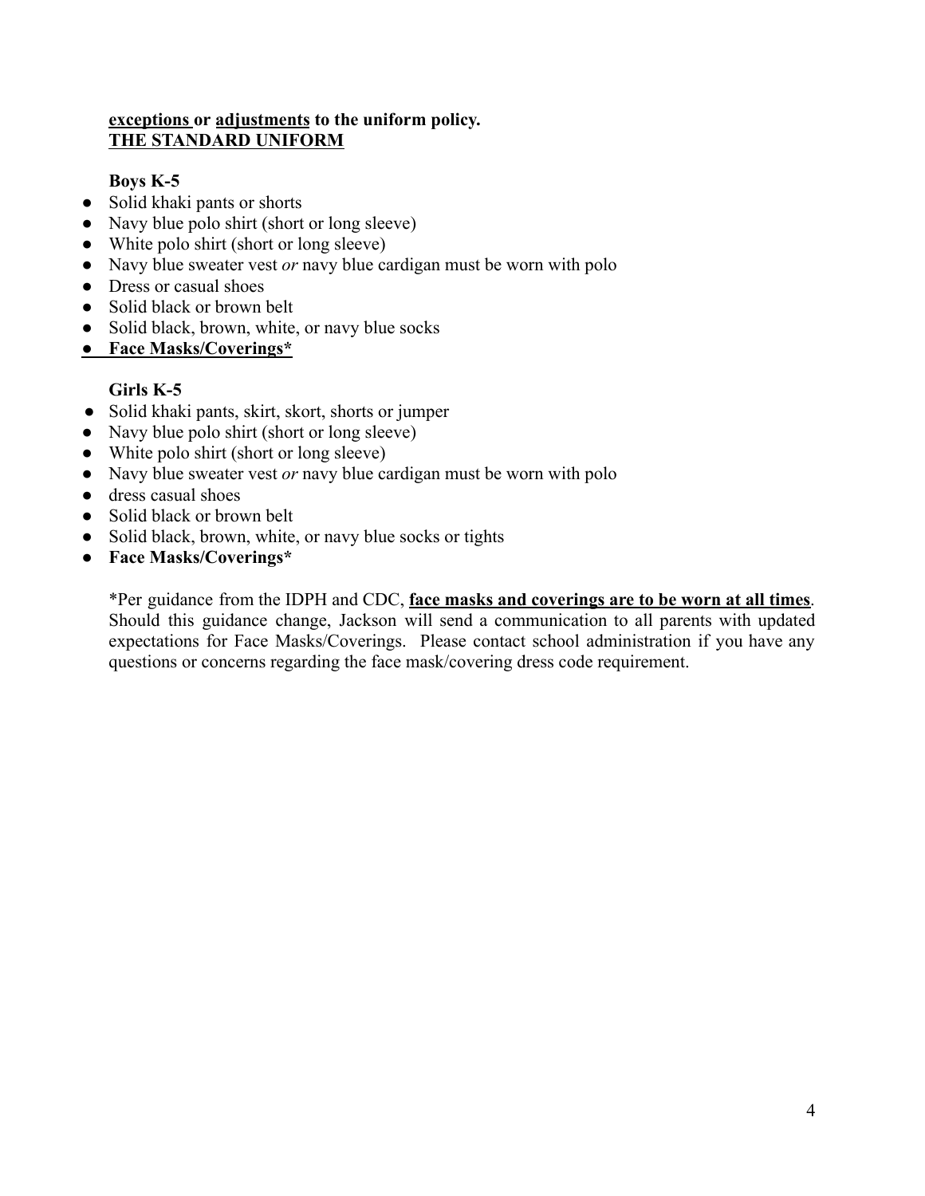**<u>exceptions</u> or <u>adjustments</u> to the uniform policy.**
**<u>THE STANDARD UNIFORM</u>**

**Boys K-5**

- Solid khaki pants or shorts
- Navy blue polo shirt (short or long sleeve)
- White polo shirt (short or long sleeve)
- Navy blue sweater vest *or* navy blue cardigan must be worn with polo
- Dress or casual shoes
- Solid black or brown belt
- Solid black, brown, white, or navy blue socks
- **<u>Face Masks/Coverings*</u>**

**Girls K-5**

- Solid khaki pants, skirt, skort, shorts or jumper
- Navy blue polo shirt (short or long sleeve)
- White polo shirt (short or long sleeve)
- Navy blue sweater vest *or* navy blue cardigan must be worn with polo
- dress casual shoes
- Solid black or brown belt
- Solid black, brown, white, or navy blue socks or tights
- **Face Masks/Coverings***

*Per guidance from the IDPH and CDC, **<u>face masks and coverings are to be worn at all times</u>**. Should this guidance change, Jackson will send a communication to all parents with updated expectations for Face Masks/Coverings. Please contact school administration if you have any questions or concerns regarding the face mask/covering dress code requirement.